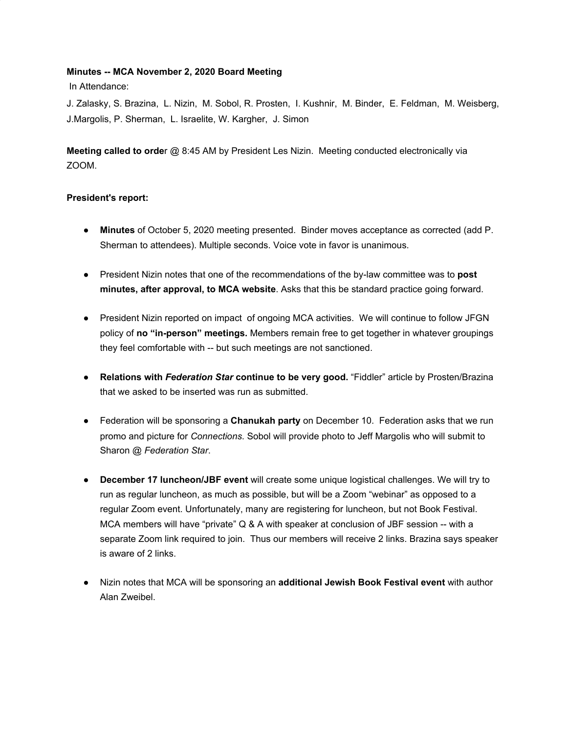**Minutes -- MCA November 2, 2020 Board Meeting**

In Attendance:

J. Zalasky, S. Brazina, L. Nizin, M. Sobol, R. Prosten, I. Kushnir, M. Binder, E. Feldman, M. Weisberg, J.Margolis, P. Sherman, L. Israelite, W. Kargher, J. Simon

**Meeting called to orde**r @ 8:45 AM by President Les Nizin. Meeting conducted electronically via ZOOM.

**President's report:**

- **Minutes** of October 5, 2020 meeting presented. Binder moves acceptance as corrected (add P. Sherman to attendees). Multiple seconds. Voice vote in favor is unanimous.

- President Nizin notes that one of the recommendations of the by-law committee was to **post minutes, after approval, to MCA website**. Asks that this be standard practice going forward.

- President Nizin reported on impact of ongoing MCA activities. We will continue to follow JFGN policy of **no "in-person" meetings.** Members remain free to get together in whatever groupings they feel comfortable with -- but such meetings are not sanctioned.

- **Relations with *Federation Star* continue to be very good.** "Fiddler" article by Prosten/Brazina that we asked to be inserted was run as submitted.

- Federation will be sponsoring a **Chanukah party** on December 10. Federation asks that we run promo and picture for *Connections*. Sobol will provide photo to Jeff Margolis who will submit to Sharon @ *Federation Star*.

- **December 17 luncheon/JBF event** will create some unique logistical challenges. We will try to run as regular luncheon, as much as possible, but will be a Zoom "webinar" as opposed to a regular Zoom event. Unfortunately, many are registering for luncheon, but not Book Festival. MCA members will have "private" Q & A with speaker at conclusion of JBF session -- with a separate Zoom link required to join. Thus our members will receive 2 links. Brazina says speaker is aware of 2 links.

- Nizin notes that MCA will be sponsoring an **additional Jewish Book Festival event** with author Alan Zweibel.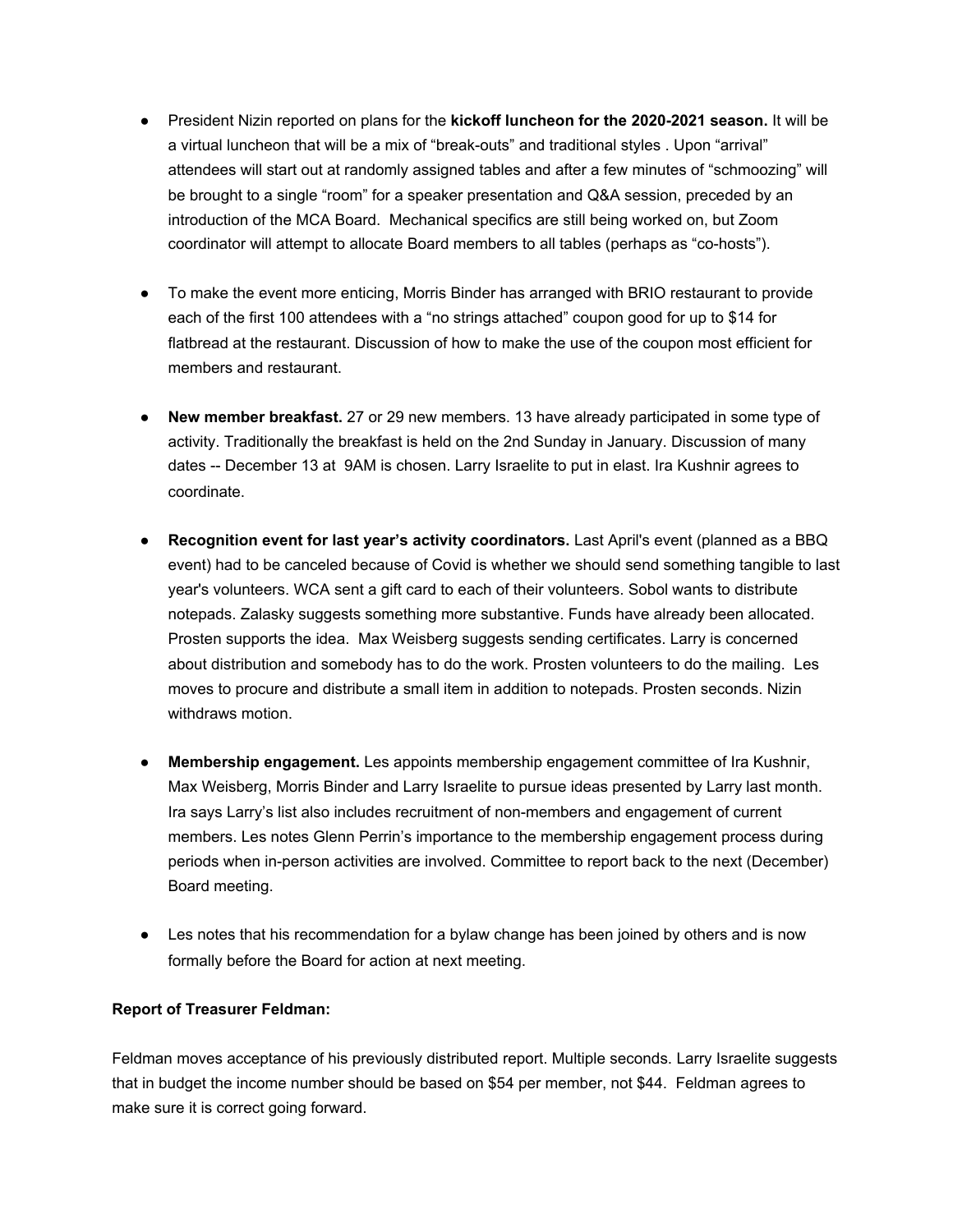- President Nizin reported on plans for the **kickoff luncheon for the 2020-2021 season.** It will be a virtual luncheon that will be a mix of "break-outs" and traditional styles . Upon "arrival" attendees will start out at randomly assigned tables and after a few minutes of "schmoozing" will be brought to a single "room" for a speaker presentation and Q&A session, preceded by an introduction of the MCA Board. Mechanical specifics are still being worked on, but Zoom coordinator will attempt to allocate Board members to all tables (perhaps as "co-hosts").

- To make the event more enticing, Morris Binder has arranged with BRIO restaurant to provide each of the first 100 attendees with a "no strings attached" coupon good for up to $14 for flatbread at the restaurant. Discussion of how to make the use of the coupon most efficient for members and restaurant.

- **New member breakfast.** 27 or 29 new members. 13 have already participated in some type of activity. Traditionally the breakfast is held on the 2nd Sunday in January. Discussion of many dates -- December 13 at 9AM is chosen. Larry Israelite to put in elast. Ira Kushnir agrees to coordinate.

- **Recognition event for last year's activity coordinators.** Last April's event (planned as a BBQ event) had to be canceled because of Covid is whether we should send something tangible to last year's volunteers. WCA sent a gift card to each of their volunteers. Sobol wants to distribute notepads. Zalasky suggests something more substantive. Funds have already been allocated. Prosten supports the idea. Max Weisberg suggests sending certificates. Larry is concerned about distribution and somebody has to do the work. Prosten volunteers to do the mailing. Les moves to procure and distribute a small item in addition to notepads. Prosten seconds. Nizin withdraws motion.

- **Membership engagement.** Les appoints membership engagement committee of Ira Kushnir, Max Weisberg, Morris Binder and Larry Israelite to pursue ideas presented by Larry last month. Ira says Larry's list also includes recruitment of non-members and engagement of current members. Les notes Glenn Perrin's importance to the membership engagement process during periods when in-person activities are involved. Committee to report back to the next (December) Board meeting.

- Les notes that his recommendation for a bylaw change has been joined by others and is now formally before the Board for action at next meeting.

**Report of Treasurer Feldman:**

Feldman moves acceptance of his previously distributed report. Multiple seconds. Larry Israelite suggests that in budget the income number should be based on $54 per member, not $44. Feldman agrees to make sure it is correct going forward.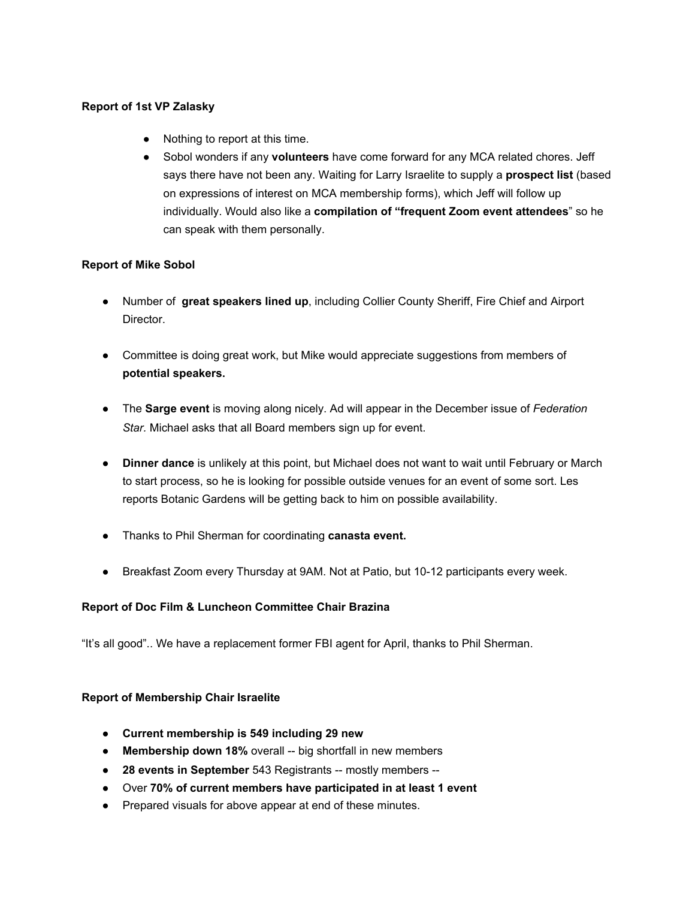**Report of 1st VP Zalasky**

- Nothing to report at this time.
- Sobol wonders if any **volunteers** have come forward for any MCA related chores. Jeff says there have not been any. Waiting for Larry Israelite to supply a **prospect list** (based on expressions of interest on MCA membership forms), which Jeff will follow up individually. Would also like a **compilation of "frequent Zoom event attendees**" so he can speak with them personally.

**Report of Mike Sobol**

- Number of **great speakers lined up**, including Collier County Sheriff, Fire Chief and Airport Director.

- Committee is doing great work, but Mike would appreciate suggestions from members of **potential speakers.**

- The **Sarge event** is moving along nicely. Ad will appear in the December issue of *Federation Star.* Michael asks that all Board members sign up for event.

- **Dinner dance** is unlikely at this point, but Michael does not want to wait until February or March to start process, so he is looking for possible outside venues for an event of some sort. Les reports Botanic Gardens will be getting back to him on possible availability.

- Thanks to Phil Sherman for coordinating **canasta event.**

- Breakfast Zoom every Thursday at 9AM. Not at Patio, but 10-12 participants every week.

**Report of Doc Film & Luncheon Committee Chair Brazina**

"It's all good".. We have a replacement former FBI agent for April, thanks to Phil Sherman.

**Report of Membership Chair Israelite**

- **Current membership is 549 including 29 new**
- **Membership down 18%** overall -- big shortfall in new members
- **28 events in September** 543 Registrants -- mostly members --
- Over **70% of current members have participated in at least 1 event**
- Prepared visuals for above appear at end of these minutes.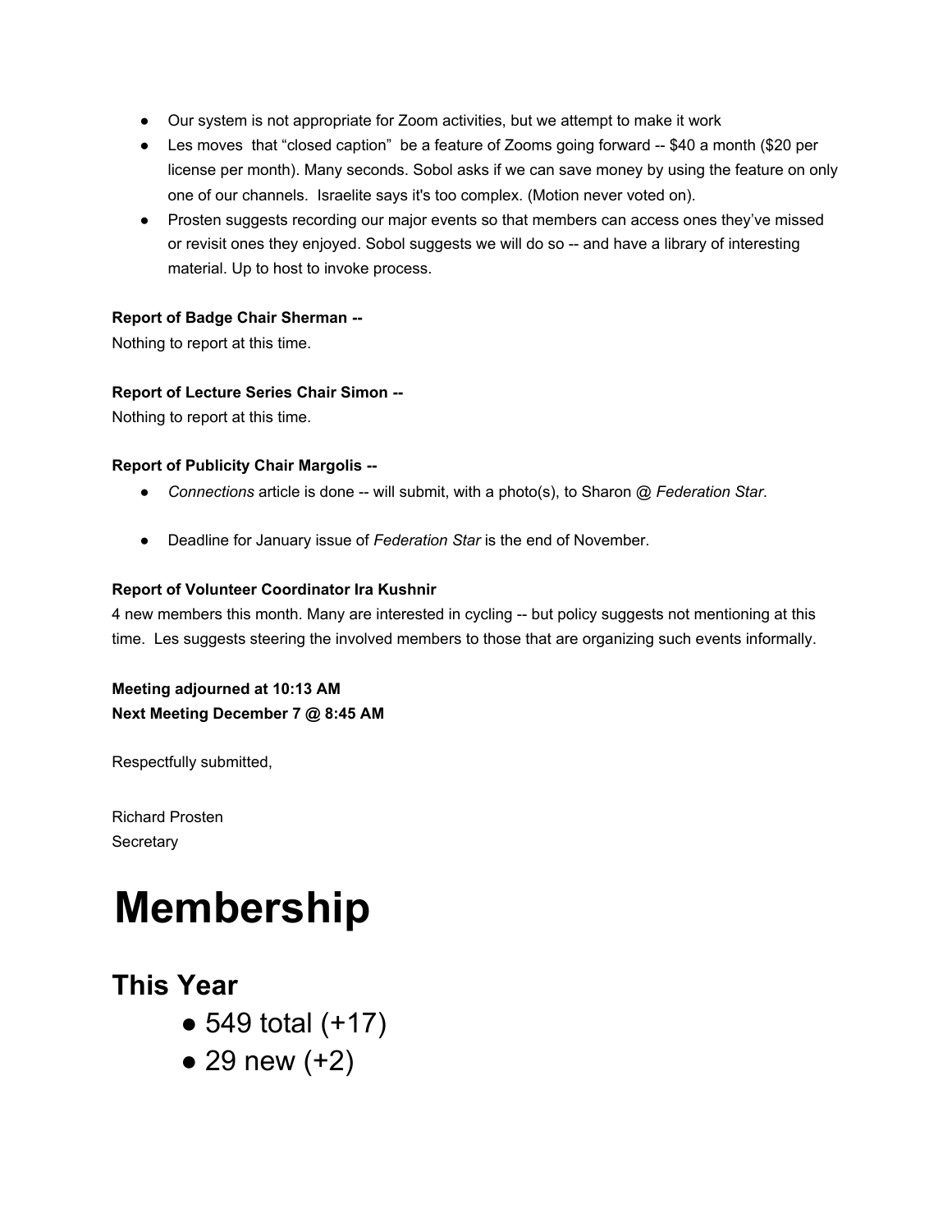- Our system is not appropriate for Zoom activities, but we attempt to make it work
- Les moves that "closed caption" be a feature of Zooms going forward -- $40 a month ($20 per license per month). Many seconds. Sobol asks if we can save money by using the feature on only one of our channels. Israelite says it's too complex. (Motion never voted on).
- Prosten suggests recording our major events so that members can access ones they've missed or revisit ones they enjoyed. Sobol suggests we will do so -- and have a library of interesting material. Up to host to invoke process.

**Report of Badge Chair Sherman --**
Nothing to report at this time.

**Report of Lecture Series Chair Simon --**
Nothing to report at this time.

**Report of Publicity Chair Margolis --**

- *Connections* article is done -- will submit, with a photo(s), to Sharon @ *Federation Star*.
- Deadline for January issue of *Federation Star* is the end of November.

**Report of Volunteer Coordinator Ira Kushnir**
4 new members this month. Many are interested in cycling -- but policy suggests not mentioning at this time. Les suggests steering the involved members to those that are organizing such events informally.

**Meeting adjourned at 10:13 AM**
**Next Meeting December 7 @ 8:45 AM**

Respectfully submitted,

Richard Prosten
Secretary

# Membership

## This Year

- 549 total (+17)
- 29 new (+2)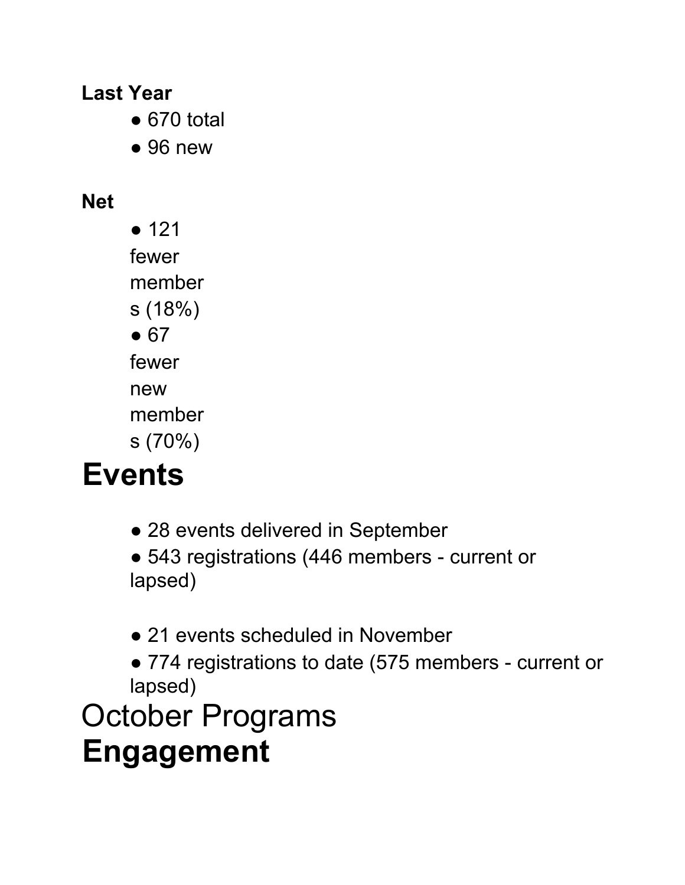**Last Year**

- 670 total
- 96 new

**Net**

- 121 fewer members (18%)
- 67 fewer new members (70%)

# Events

- 28 events delivered in September
- 543 registrations (446 members - current or lapsed)

- 21 events scheduled in November
- 774 registrations to date (575 members - current or lapsed)

# October Programs

# **Engagement**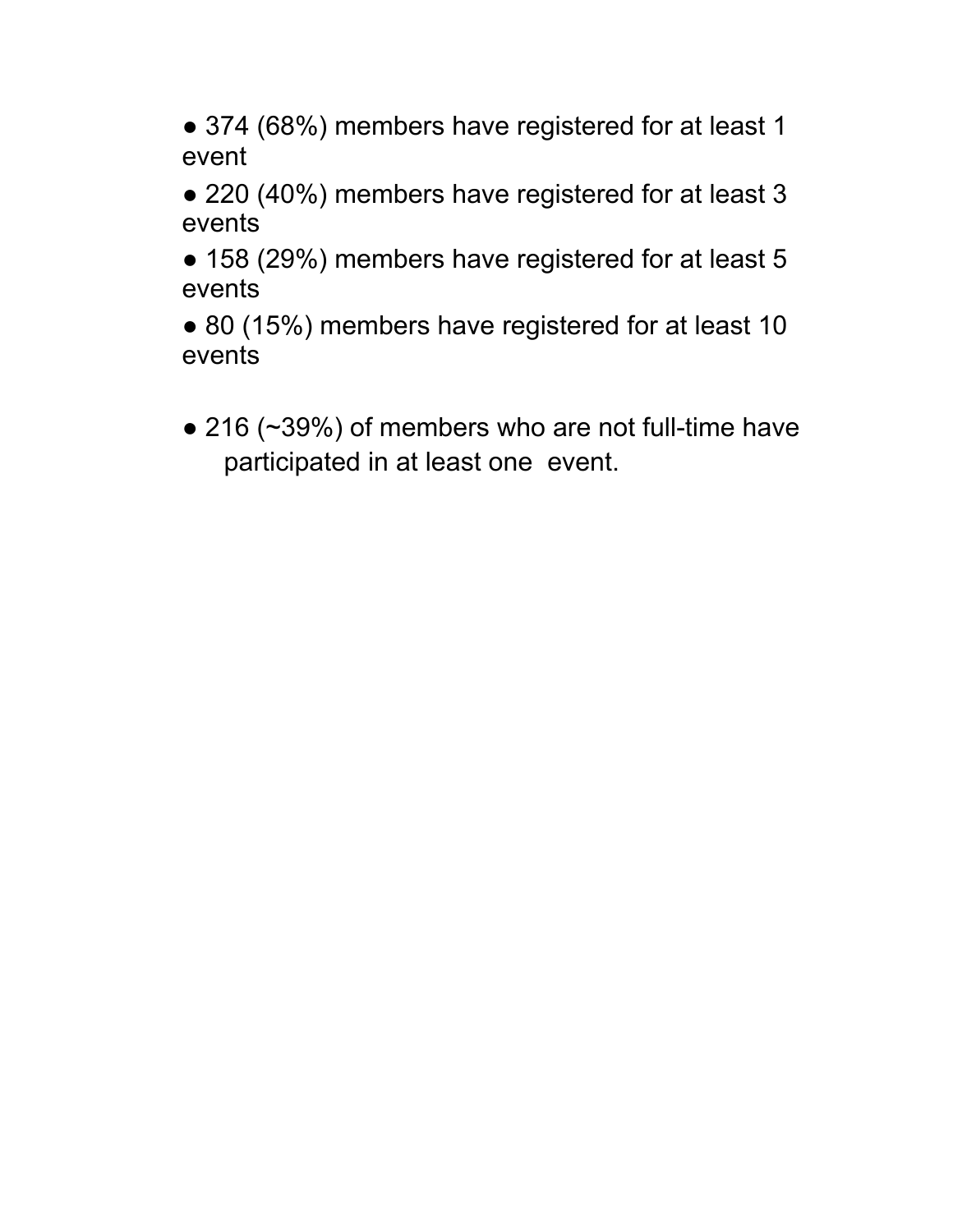- 374 (68%) members have registered for at least 1 event
- 220 (40%) members have registered for at least 3 events
- 158 (29%) members have registered for at least 5 events
- 80 (15%) members have registered for at least 10 events

- 216 (~39%) of members who are not full-time have participated in at least one event.